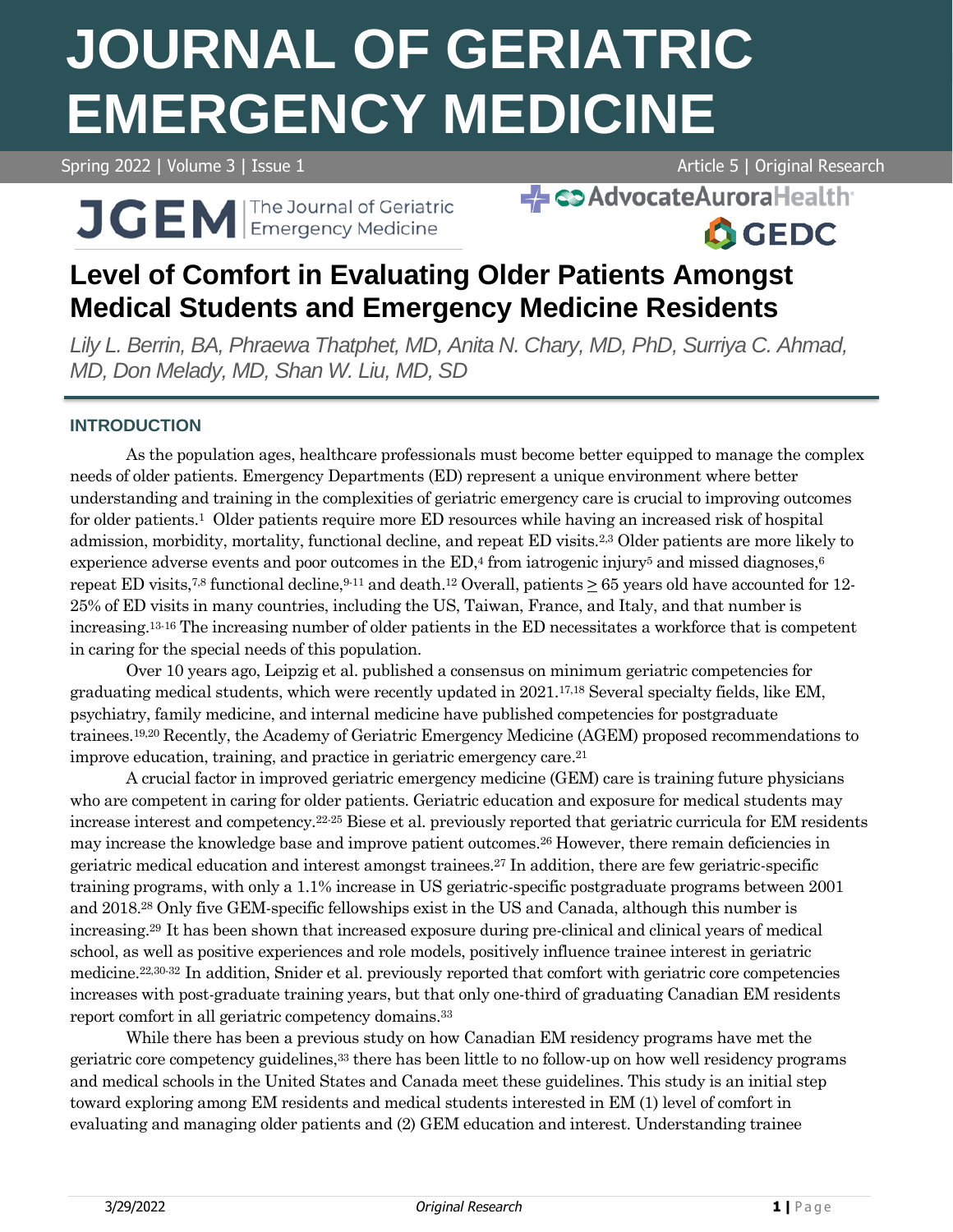# Level of Comfort in Evaluating Older Patients Amongst Medical Students and Emergency Medicine Residents

*Lily L. Berrin, BA, Phraewa Thatphet, MD, Anita N. Chary, MD, PhD, Surriya C. Ahmad, MD, Don Melady, MD, Shan W. Liu, MD, SD*

## INTRODUCTION

As the population ages, healthcare professionals must become better equipped to manage the complex needs of older patients. Emergency Departments (ED) represent a unique environment where better understanding and training in the complexities of geriatric emergency care is crucial to improving outcomes for older patients.[1] Older patients require more ED resources while having an increased risk of hospital admission, morbidity, mortality, functional decline, and repeat ED visits.[2,3] Older patients are more likely to experience adverse events and poor outcomes in the ED,[4] from iatrogenic injury[5] and missed diagnoses,[6] repeat ED visits,[7,8] functional decline,[9-11] and death.[12] Overall, patients ≥ 65 years old have accounted for 12-25% of ED visits in many countries, including the US, Taiwan, France, and Italy, and that number is increasing.[13-16] The increasing number of older patients in the ED necessitates a workforce that is competent in caring for the special needs of this population.

Over 10 years ago, Leipzig et al. published a consensus on minimum geriatric competencies for graduating medical students, which were recently updated in 2021.[17,18] Several specialty fields, like EM, psychiatry, family medicine, and internal medicine have published competencies for postgraduate trainees.[19,20] Recently, the Academy of Geriatric Emergency Medicine (AGEM) proposed recommendations to improve education, training, and practice in geriatric emergency care.[21]

A crucial factor in improved geriatric emergency medicine (GEM) care is training future physicians who are competent in caring for older patients. Geriatric education and exposure for medical students may increase interest and competency.[22-25] Biese et al. previously reported that geriatric curricula for EM residents may increase the knowledge base and improve patient outcomes.[26] However, there remain deficiencies in geriatric medical education and interest amongst trainees.[27] In addition, there are few geriatric-specific training programs, with only a 1.1% increase in US geriatric-specific postgraduate programs between 2001 and 2018.[28] Only five GEM-specific fellowships exist in the US and Canada, although this number is increasing.[29] It has been shown that increased exposure during pre-clinical and clinical years of medical school, as well as positive experiences and role models, positively influence trainee interest in geriatric medicine.[22,30-32] In addition, Snider et al. previously reported that comfort with geriatric core competencies increases with post-graduate training years, but that only one-third of graduating Canadian EM residents report comfort in all geriatric competency domains.[33]

While there has been a previous study on how Canadian EM residency programs have met the geriatric core competency guidelines,[33] there has been little to no follow-up on how well residency programs and medical schools in the United States and Canada meet these guidelines. This study is an initial step toward exploring among EM residents and medical students interested in EM (1) level of comfort in evaluating and managing older patients and (2) GEM education and interest. Understanding trainee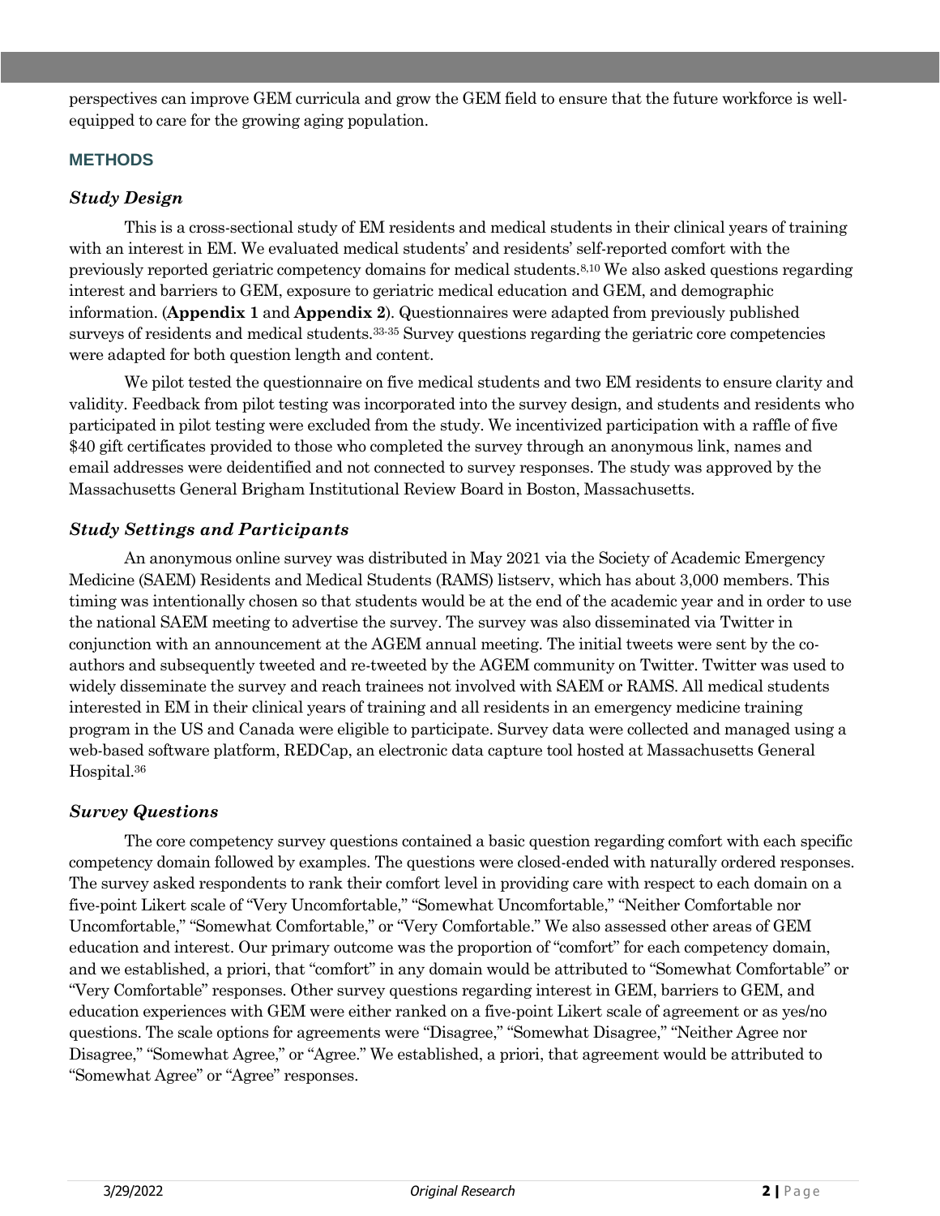perspectives can improve GEM curricula and grow the GEM field to ensure that the future workforce is well-equipped to care for the growing aging population.

## METHODS

### *Study Design*

This is a cross-sectional study of EM residents and medical students in their clinical years of training with an interest in EM. We evaluated medical students' and residents' self-reported comfort with the previously reported geriatric competency domains for medical students.[8,10] We also asked questions regarding interest and barriers to GEM, exposure to geriatric medical education and GEM, and demographic information. (**Appendix 1** and **Appendix 2**). Questionnaires were adapted from previously published surveys of residents and medical students.[33-35] Survey questions regarding the geriatric core competencies were adapted for both question length and content.

We pilot tested the questionnaire on five medical students and two EM residents to ensure clarity and validity. Feedback from pilot testing was incorporated into the survey design, and students and residents who participated in pilot testing were excluded from the study. We incentivized participation with a raffle of five $40 gift certificates provided to those who completed the survey through an anonymous link, names and email addresses were deidentified and not connected to survey responses. The study was approved by the Massachusetts General Brigham Institutional Review Board in Boston, Massachusetts.

### *Study Settings and Participants*

An anonymous online survey was distributed in May 2021 via the Society of Academic Emergency Medicine (SAEM) Residents and Medical Students (RAMS) listserv, which has about 3,000 members. This timing was intentionally chosen so that students would be at the end of the academic year and in order to use the national SAEM meeting to advertise the survey. The survey was also disseminated via Twitter in conjunction with an announcement at the AGEM annual meeting. The initial tweets were sent by the co-authors and subsequently tweeted and re-tweeted by the AGEM community on Twitter. Twitter was used to widely disseminate the survey and reach trainees not involved with SAEM or RAMS. All medical students interested in EM in their clinical years of training and all residents in an emergency medicine training program in the US and Canada were eligible to participate. Survey data were collected and managed using a web-based software platform, REDCap, an electronic data capture tool hosted at Massachusetts General Hospital.[36]

### *Survey Questions*

The core competency survey questions contained a basic question regarding comfort with each specific competency domain followed by examples. The questions were closed-ended with naturally ordered responses. The survey asked respondents to rank their comfort level in providing care with respect to each domain on a five-point Likert scale of "Very Uncomfortable," "Somewhat Uncomfortable," "Neither Comfortable nor Uncomfortable," "Somewhat Comfortable," or "Very Comfortable." We also assessed other areas of GEM education and interest. Our primary outcome was the proportion of "comfort" for each competency domain, and we established, a priori, that "comfort" in any domain would be attributed to "Somewhat Comfortable" or "Very Comfortable" responses. Other survey questions regarding interest in GEM, barriers to GEM, and education experiences with GEM were either ranked on a five-point Likert scale of agreement or as yes/no questions. The scale options for agreements were "Disagree," "Somewhat Disagree," "Neither Agree nor Disagree," "Somewhat Agree," or "Agree." We established, a priori, that agreement would be attributed to "Somewhat Agree" or "Agree" responses.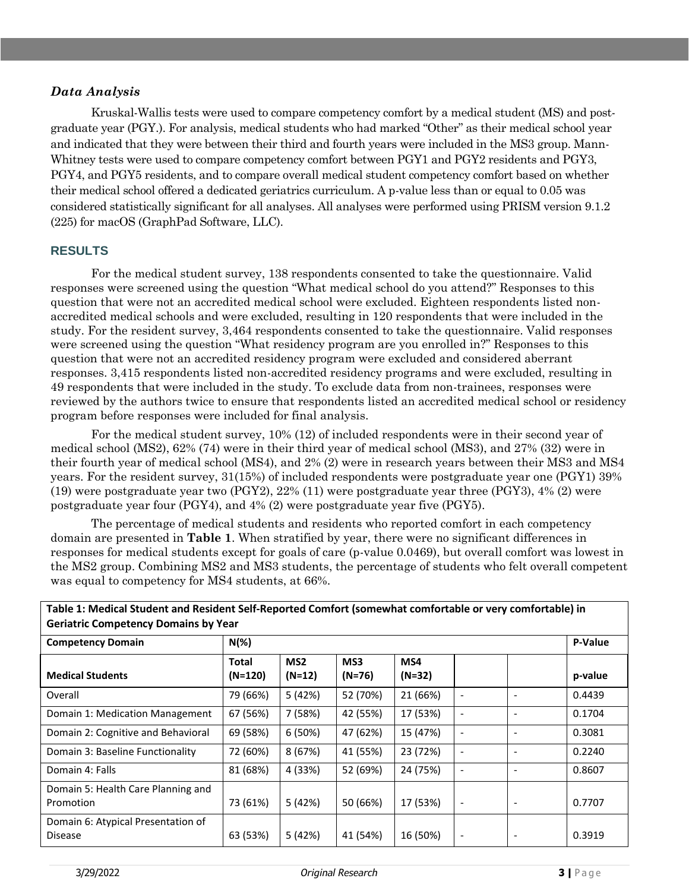### *Data Analysis*

Kruskal-Wallis tests were used to compare competency comfort by a medical student (MS) and post-graduate year (PGY.). For analysis, medical students who had marked "Other" as their medical school year and indicated that they were between their third and fourth years were included in the MS3 group. Mann-Whitney tests were used to compare competency comfort between PGY1 and PGY2 residents and PGY3, PGY4, and PGY5 residents, and to compare overall medical student competency comfort based on whether their medical school offered a dedicated geriatrics curriculum. A p-value less than or equal to 0.05 was considered statistically significant for all analyses. All analyses were performed using PRISM version 9.1.2 (225) for macOS (GraphPad Software, LLC).

## RESULTS

For the medical student survey, 138 respondents consented to take the questionnaire. Valid responses were screened using the question "What medical school do you attend?" Responses to this question that were not an accredited medical school were excluded. Eighteen respondents listed non-accredited medical schools and were excluded, resulting in 120 respondents that were included in the study. For the resident survey, 3,464 respondents consented to take the questionnaire. Valid responses were screened using the question "What residency program are you enrolled in?" Responses to this question that were not an accredited residency program were excluded and considered aberrant responses. 3,415 respondents listed non-accredited residency programs and were excluded, resulting in 49 respondents that were included in the study. To exclude data from non-trainees, responses were reviewed by the authors twice to ensure that respondents listed an accredited medical school or residency program before responses were included for final analysis.

For the medical student survey, 10% (12) of included respondents were in their second year of medical school (MS2), 62% (74) were in their third year of medical school (MS3), and 27% (32) were in their fourth year of medical school (MS4), and 2% (2) were in research years between their MS3 and MS4 years. For the resident survey, 31(15%) of included respondents were postgraduate year one (PGY1) 39% (19) were postgraduate year two (PGY2), 22% (11) were postgraduate year three (PGY3), 4% (2) were postgraduate year four (PGY4), and 4% (2) were postgraduate year five (PGY5).

The percentage of medical students and residents who reported comfort in each competency domain are presented in **Table 1**. When stratified by year, there were no significant differences in responses for medical students except for goals of care (p-value 0.0469), but overall comfort was lowest in the MS2 group. Combining MS2 and MS3 students, the percentage of students who felt overall competent was equal to competency for MS4 students, at 66%.

**Table 1: Medical Student and Resident Self-Reported Comfort (somewhat comfortable or very comfortable) in Geriatric Competency Domains by Year**

| Competency Domain | N(%) | | | | | | P-Value |
|---|---|---|---|---|---|---|---|
| **Medical Students** | **Total (N=120)** | **MS2 (N=12)** | **MS3 (N=76)** | **MS4 (N=32)** | | | **p-value** |
| Overall | 79 (66%) | 5 (42%) | 52 (70%) | 21 (66%) | - | - | 0.4439 |
| Domain 1: Medication Management | 67 (56%) | 7 (58%) | 42 (55%) | 17 (53%) | - | - | 0.1704 |
| Domain 2: Cognitive and Behavioral | 69 (58%) | 6 (50%) | 47 (62%) | 15 (47%) | - | - | 0.3081 |
| Domain 3: Baseline Functionality | 72 (60%) | 8 (67%) | 41 (55%) | 23 (72%) | - | - | 0.2240 |
| Domain 4: Falls | 81 (68%) | 4 (33%) | 52 (69%) | 24 (75%) | - | - | 0.8607 |
| Domain 5: Health Care Planning and Promotion | 73 (61%) | 5 (42%) | 50 (66%) | 17 (53%) | - | - | 0.7707 |
| Domain 6: Atypical Presentation of Disease | 63 (53%) | 5 (42%) | 41 (54%) | 16 (50%) | - | - | 0.3919 |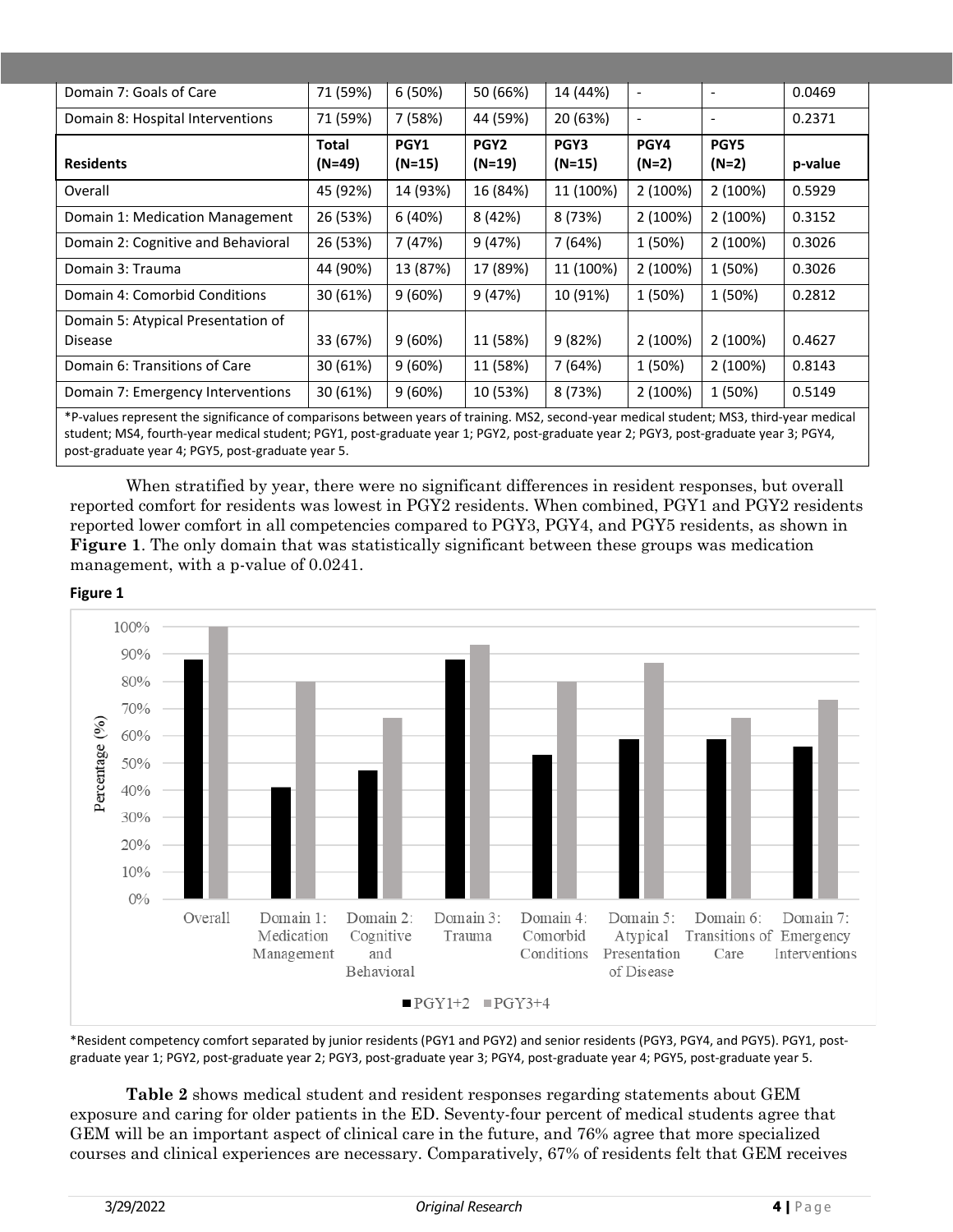| Domain 7: Goals of Care | 71 (59%) | 6 (50%) | 50 (66%) | 14 (44%) | - | - | 0.0469 |
|---|---|---|---|---|---|---|---|
| Domain 8: Hospital Interventions | 71 (59%) | 7 (58%) | 44 (59%) | 20 (63%) | - | - | 0.2371 |
| **Residents** | **Total (N=49)** | **PGY1 (N=15)** | **PGY2 (N=19)** | **PGY3 (N=15)** | **PGY4 (N=2)** | **PGY5 (N=2)** | **p-value** |
| Overall | 45 (92%) | 14 (93%) | 16 (84%) | 11 (100%) | 2 (100%) | 2 (100%) | 0.5929 |
| Domain 1: Medication Management | 26 (53%) | 6 (40%) | 8 (42%) | 8 (73%) | 2 (100%) | 2 (100%) | 0.3152 |
| Domain 2: Cognitive and Behavioral | 26 (53%) | 7 (47%) | 9 (47%) | 7 (64%) | 1 (50%) | 2 (100%) | 0.3026 |
| Domain 3: Trauma | 44 (90%) | 13 (87%) | 17 (89%) | 11 (100%) | 2 (100%) | 1 (50%) | 0.3026 |
| Domain 4: Comorbid Conditions | 30 (61%) | 9 (60%) | 9 (47%) | 10 (91%) | 1 (50%) | 1 (50%) | 0.2812 |
| Domain 5: Atypical Presentation of Disease | 33 (67%) | 9 (60%) | 11 (58%) | 9 (82%) | 2 (100%) | 2 (100%) | 0.4627 |
| Domain 6: Transitions of Care | 30 (61%) | 9 (60%) | 11 (58%) | 7 (64%) | 1 (50%) | 2 (100%) | 0.8143 |
| Domain 7: Emergency Interventions | 30 (61%) | 9 (60%) | 10 (53%) | 8 (73%) | 2 (100%) | 1 (50%) | 0.5149 |

*P-values represent the significance of comparisons between years of training. MS2, second-year medical student; MS3, third-year medical student; MS4, fourth-year medical student; PGY1, post-graduate year 1; PGY2, post-graduate year 2; PGY3, post-graduate year 3; PGY4, post-graduate year 4; PGY5, post-graduate year 5.

When stratified by year, there were no significant differences in resident responses, but overall reported comfort for residents was lowest in PGY2 residents. When combined, PGY1 and PGY2 residents reported lower comfort in all competencies compared to PGY3, PGY4, and PGY5 residents, as shown in **Figure 1**. The only domain that was statistically significant between these groups was medication management, with a p-value of 0.0241.

**Figure 1**

*Resident competency comfort separated by junior residents (PGY1 and PGY2) and senior residents (PGY3, PGY4, and PGY5). PGY1, post-graduate year 1; PGY2, post-graduate year 2; PGY3, post-graduate year 3; PGY4, post-graduate year 4; PGY5, post-graduate year 5.

**Table 2** shows medical student and resident responses regarding statements about GEM exposure and caring for older patients in the ED. Seventy-four percent of medical students agree that GEM will be an important aspect of clinical care in the future, and 76% agree that more specialized courses and clinical experiences are necessary. Comparatively, 67% of residents felt that GEM receives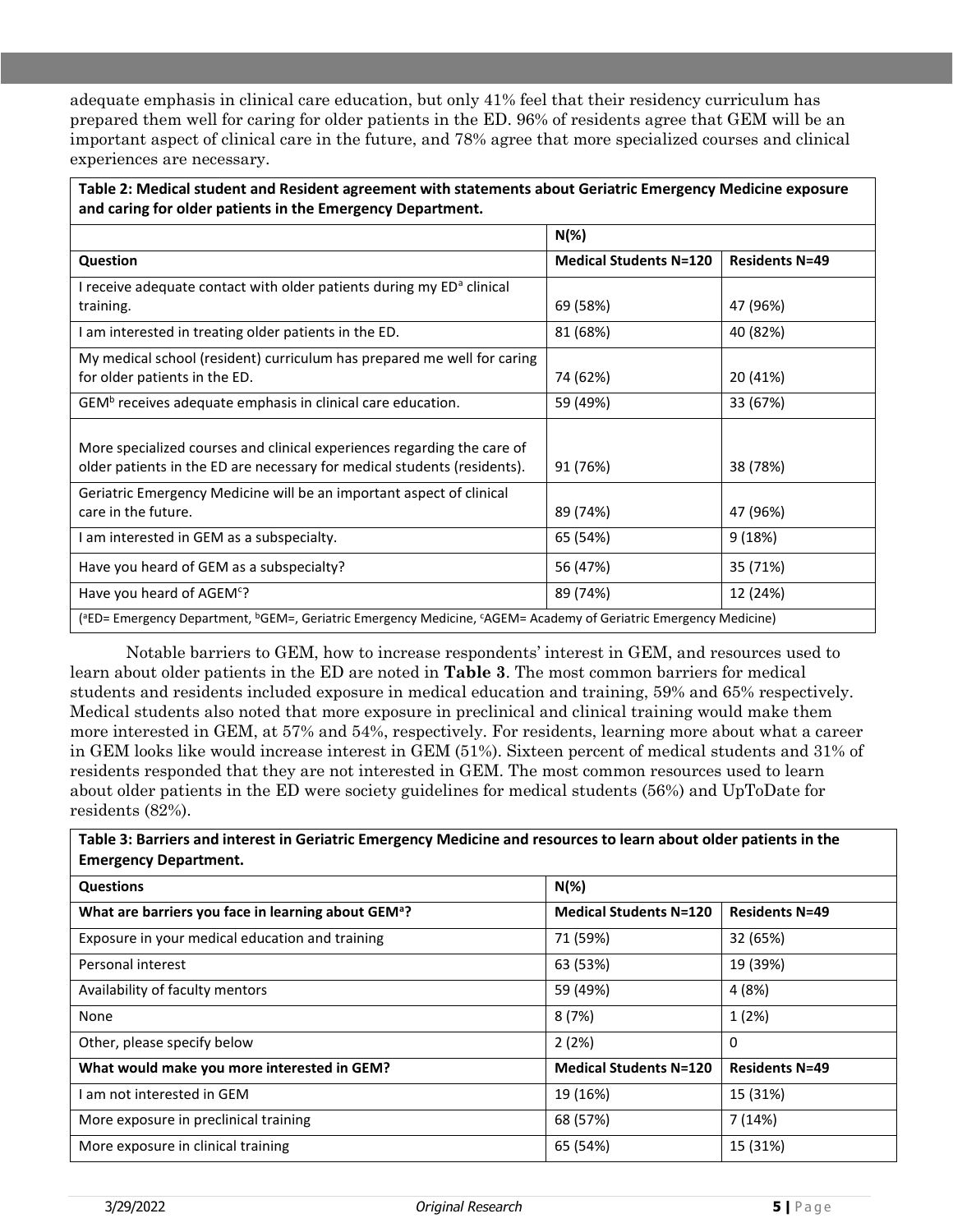adequate emphasis in clinical care education, but only 41% feel that their residency curriculum has prepared them well for caring for older patients in the ED. 96% of residents agree that GEM will be an important aspect of clinical care in the future, and 78% agree that more specialized courses and clinical experiences are necessary.

| **Table 2: Medical student and Resident agreement with statements about Geriatric Emergency Medicine exposure and caring for older patients in the Emergency Department.** | | |
|---|---|---|
| | **N(%)** | |
| **Question** | **Medical Students N=120** | **Residents N=49** |
| I receive adequate contact with older patients during my ED[a] clinical training. | 69 (58%) | 47 (96%) |
| I am interested in treating older patients in the ED. | 81 (68%) | 40 (82%) |
| My medical school (resident) curriculum has prepared me well for caring for older patients in the ED. | 74 (62%) | 20 (41%) |
| GEM[b] receives adequate emphasis in clinical care education. | 59 (49%) | 33 (67%) |
| More specialized courses and clinical experiences regarding the care of older patients in the ED are necessary for medical students (residents). | 91 (76%) | 38 (78%) |
| Geriatric Emergency Medicine will be an important aspect of clinical care in the future. | 89 (74%) | 47 (96%) |
| I am interested in GEM as a subspecialty. | 65 (54%) | 9 (18%) |
| Have you heard of GEM as a subspecialty? | 56 (47%) | 35 (71%) |
| Have you heard of AGEM[c]? | 89 (74%) | 12 (24%) |
| ([a]ED= Emergency Department, [b]GEM=, Geriatric Emergency Medicine, [c]AGEM= Academy of Geriatric Emergency Medicine) | | |

Notable barriers to GEM, how to increase respondents' interest in GEM, and resources used to learn about older patients in the ED are noted in **Table 3**. The most common barriers for medical students and residents included exposure in medical education and training, 59% and 65% respectively. Medical students also noted that more exposure in preclinical and clinical training would make them more interested in GEM, at 57% and 54%, respectively. For residents, learning more about what a career in GEM looks like would increase interest in GEM (51%). Sixteen percent of medical students and 31% of residents responded that they are not interested in GEM. The most common resources used to learn about older patients in the ED were society guidelines for medical students (56%) and UpToDate for residents (82%).

| **Table 3: Barriers and interest in Geriatric Emergency Medicine and resources to learn about older patients in the Emergency Department.** | | |
|---|---|---|
| **Questions** | **N(%)** | |
| **What are barriers you face in learning about GEM[a]?** | **Medical Students N=120** | **Residents N=49** |
| Exposure in your medical education and training | 71 (59%) | 32 (65%) |
| Personal interest | 63 (53%) | 19 (39%) |
| Availability of faculty mentors | 59 (49%) | 4 (8%) |
| None | 8 (7%) | 1 (2%) |
| Other, please specify below | 2 (2%) | 0 |
| **What would make you more interested in GEM?** | **Medical Students N=120** | **Residents N=49** |
| I am not interested in GEM | 19 (16%) | 15 (31%) |
| More exposure in preclinical training | 68 (57%) | 7 (14%) |
| More exposure in clinical training | 65 (54%) | 15 (31%) |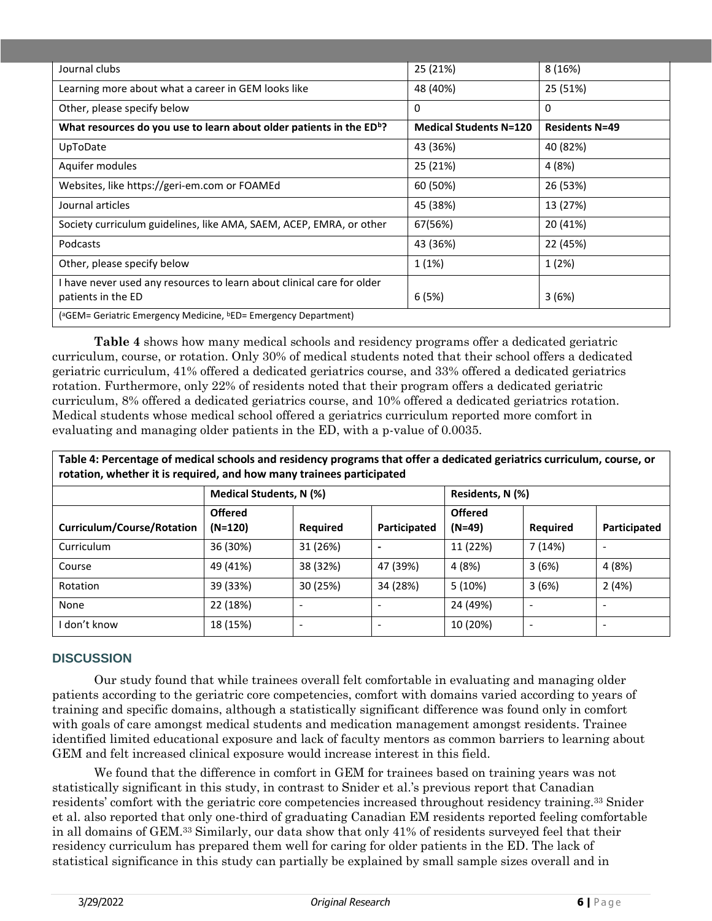| Journal clubs | 25 (21%) | 8 (16%) |
|---|---|---|
| Learning more about what a career in GEM looks like | 48 (40%) | 25 (51%) |
| Other, please specify below | 0 | 0 |
| **What resources do you use to learn about older patients in the ED[b]?** | **Medical Students N=120** | **Residents N=49** |
| UpToDate | 43 (36%) | 40 (82%) |
| Aquifer modules | 25 (21%) | 4 (8%) |
| Websites, like https://geri-em.com or FOAMEd | 60 (50%) | 26 (53%) |
| Journal articles | 45 (38%) | 13 (27%) |
| Society curriculum guidelines, like AMA, SAEM, ACEP, EMRA, or other | 67(56%) | 20 (41%) |
| Podcasts | 43 (36%) | 22 (45%) |
| Other, please specify below | 1 (1%) | 1 (2%) |
| I have never used any resources to learn about clinical care for older patients in the ED | 6 (5%) | 3 (6%) |
| ([a]GEM= Geriatric Emergency Medicine, [b]ED= Emergency Department) | | |

**Table 4** shows how many medical schools and residency programs offer a dedicated geriatric curriculum, course, or rotation. Only 30% of medical students noted that their school offers a dedicated geriatric curriculum, 41% offered a dedicated geriatrics course, and 33% offered a dedicated geriatrics rotation. Furthermore, only 22% of residents noted that their program offers a dedicated geriatric curriculum, 8% offered a dedicated geriatrics course, and 10% offered a dedicated geriatrics rotation. Medical students whose medical school offered a geriatrics curriculum reported more comfort in evaluating and managing older patients in the ED, with a p-value of 0.0035.

**Table 4: Percentage of medical schools and residency programs that offer a dedicated geriatrics curriculum, course, or rotation, whether it is required, and how many trainees participated**

| | Medical Students, N (%) | | | Residents, N (%) | | |
|---|---|---|---|---|---|---|
| **Curriculum/Course/Rotation** | **Offered (N=120)** | **Required** | **Participated** | **Offered (N=49)** | **Required** | **Participated** |
| Curriculum | 36 (30%) | 31 (26%) | - | 11 (22%) | 7 (14%) | - |
| Course | 49 (41%) | 38 (32%) | 47 (39%) | 4 (8%) | 3 (6%) | 4 (8%) |
| Rotation | 39 (33%) | 30 (25%) | 34 (28%) | 5 (10%) | 3 (6%) | 2 (4%) |
| None | 22 (18%) | - | - | 24 (49%) | - | - |
| I don't know | 18 (15%) | - | - | 10 (20%) | - | - |

## DISCUSSION

Our study found that while trainees overall felt comfortable in evaluating and managing older patients according to the geriatric core competencies, comfort with domains varied according to years of training and specific domains, although a statistically significant difference was found only in comfort with goals of care amongst medical students and medication management amongst residents. Trainee identified limited educational exposure and lack of faculty mentors as common barriers to learning about GEM and felt increased clinical exposure would increase interest in this field.

We found that the difference in comfort in GEM for trainees based on training years was not statistically significant in this study, in contrast to Snider et al.'s previous report that Canadian residents' comfort with the geriatric core competencies increased throughout residency training.[33] Snider et al. also reported that only one-third of graduating Canadian EM residents reported feeling comfortable in all domains of GEM.[33] Similarly, our data show that only 41% of residents surveyed feel that their residency curriculum has prepared them well for caring for older patients in the ED. The lack of statistical significance in this study can partially be explained by small sample sizes overall and in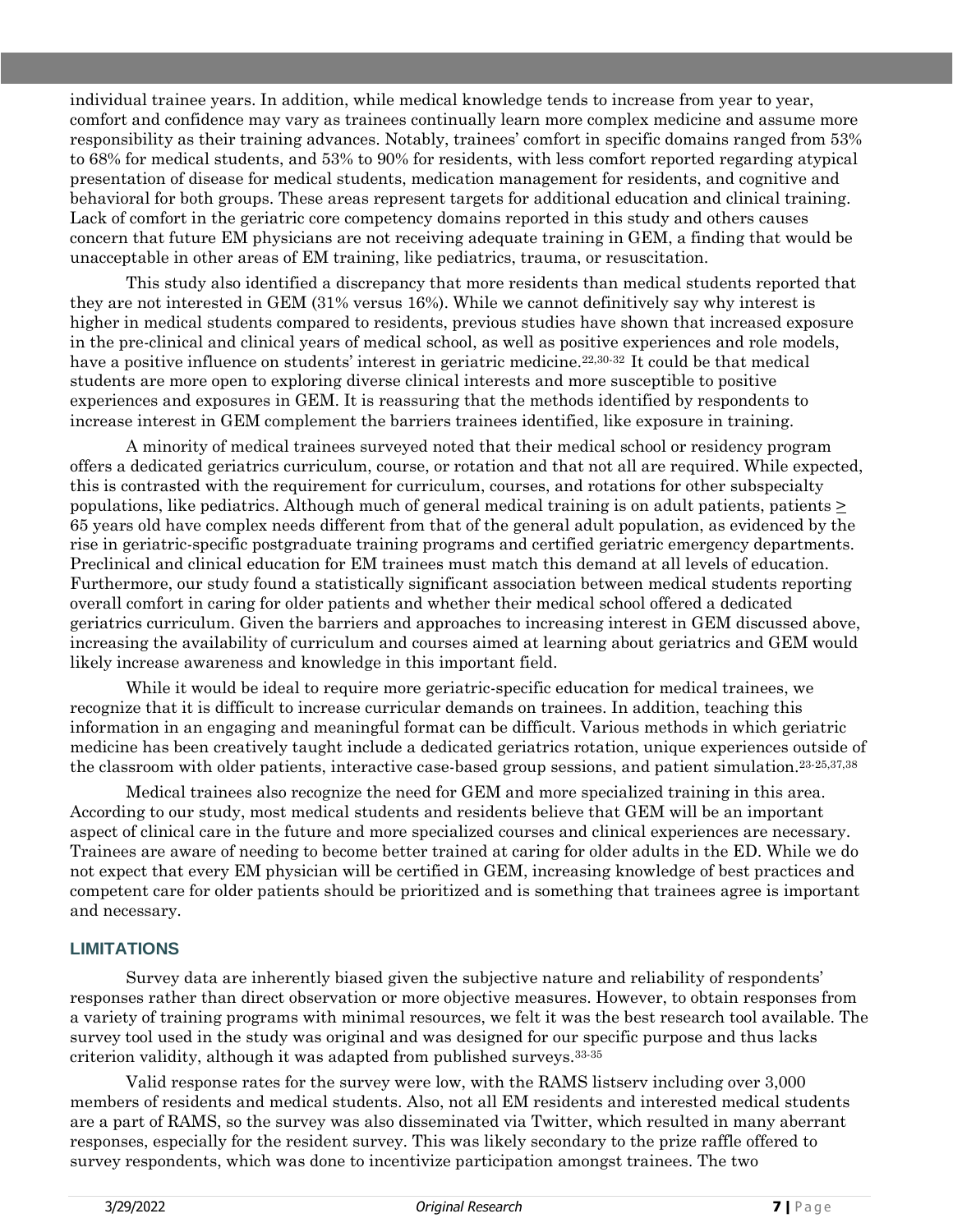individual trainee years. In addition, while medical knowledge tends to increase from year to year, comfort and confidence may vary as trainees continually learn more complex medicine and assume more responsibility as their training advances. Notably, trainees' comfort in specific domains ranged from 53% to 68% for medical students, and 53% to 90% for residents, with less comfort reported regarding atypical presentation of disease for medical students, medication management for residents, and cognitive and behavioral for both groups. These areas represent targets for additional education and clinical training. Lack of comfort in the geriatric core competency domains reported in this study and others causes concern that future EM physicians are not receiving adequate training in GEM, a finding that would be unacceptable in other areas of EM training, like pediatrics, trauma, or resuscitation.

This study also identified a discrepancy that more residents than medical students reported that they are not interested in GEM (31% versus 16%). While we cannot definitively say why interest is higher in medical students compared to residents, previous studies have shown that increased exposure in the pre-clinical and clinical years of medical school, as well as positive experiences and role models, have a positive influence on students' interest in geriatric medicine.[22,30-32] It could be that medical students are more open to exploring diverse clinical interests and more susceptible to positive experiences and exposures in GEM. It is reassuring that the methods identified by respondents to increase interest in GEM complement the barriers trainees identified, like exposure in training.

A minority of medical trainees surveyed noted that their medical school or residency program offers a dedicated geriatrics curriculum, course, or rotation and that not all are required. While expected, this is contrasted with the requirement for curriculum, courses, and rotations for other subspecialty populations, like pediatrics. Although much of general medical training is on adult patients, patients $\geq$ 65 years old have complex needs different from that of the general adult population, as evidenced by the rise in geriatric-specific postgraduate training programs and certified geriatric emergency departments. Preclinical and clinical education for EM trainees must match this demand at all levels of education. Furthermore, our study found a statistically significant association between medical students reporting overall comfort in caring for older patients and whether their medical school offered a dedicated geriatrics curriculum. Given the barriers and approaches to increasing interest in GEM discussed above, increasing the availability of curriculum and courses aimed at learning about geriatrics and GEM would likely increase awareness and knowledge in this important field.

While it would be ideal to require more geriatric-specific education for medical trainees, we recognize that it is difficult to increase curricular demands on trainees. In addition, teaching this information in an engaging and meaningful format can be difficult. Various methods in which geriatric medicine has been creatively taught include a dedicated geriatrics rotation, unique experiences outside of the classroom with older patients, interactive case-based group sessions, and patient simulation.[23-25,37,38]

Medical trainees also recognize the need for GEM and more specialized training in this area. According to our study, most medical students and residents believe that GEM will be an important aspect of clinical care in the future and more specialized courses and clinical experiences are necessary. Trainees are aware of needing to become better trained at caring for older adults in the ED. While we do not expect that every EM physician will be certified in GEM, increasing knowledge of best practices and competent care for older patients should be prioritized and is something that trainees agree is important and necessary.

## LIMITATIONS

Survey data are inherently biased given the subjective nature and reliability of respondents' responses rather than direct observation or more objective measures. However, to obtain responses from a variety of training programs with minimal resources, we felt it was the best research tool available. The survey tool used in the study was original and was designed for our specific purpose and thus lacks criterion validity, although it was adapted from published surveys.[33-35]

Valid response rates for the survey were low, with the RAMS listserv including over 3,000 members of residents and medical students. Also, not all EM residents and interested medical students are a part of RAMS, so the survey was also disseminated via Twitter, which resulted in many aberrant responses, especially for the resident survey. This was likely secondary to the prize raffle offered to survey respondents, which was done to incentivize participation amongst trainees. The two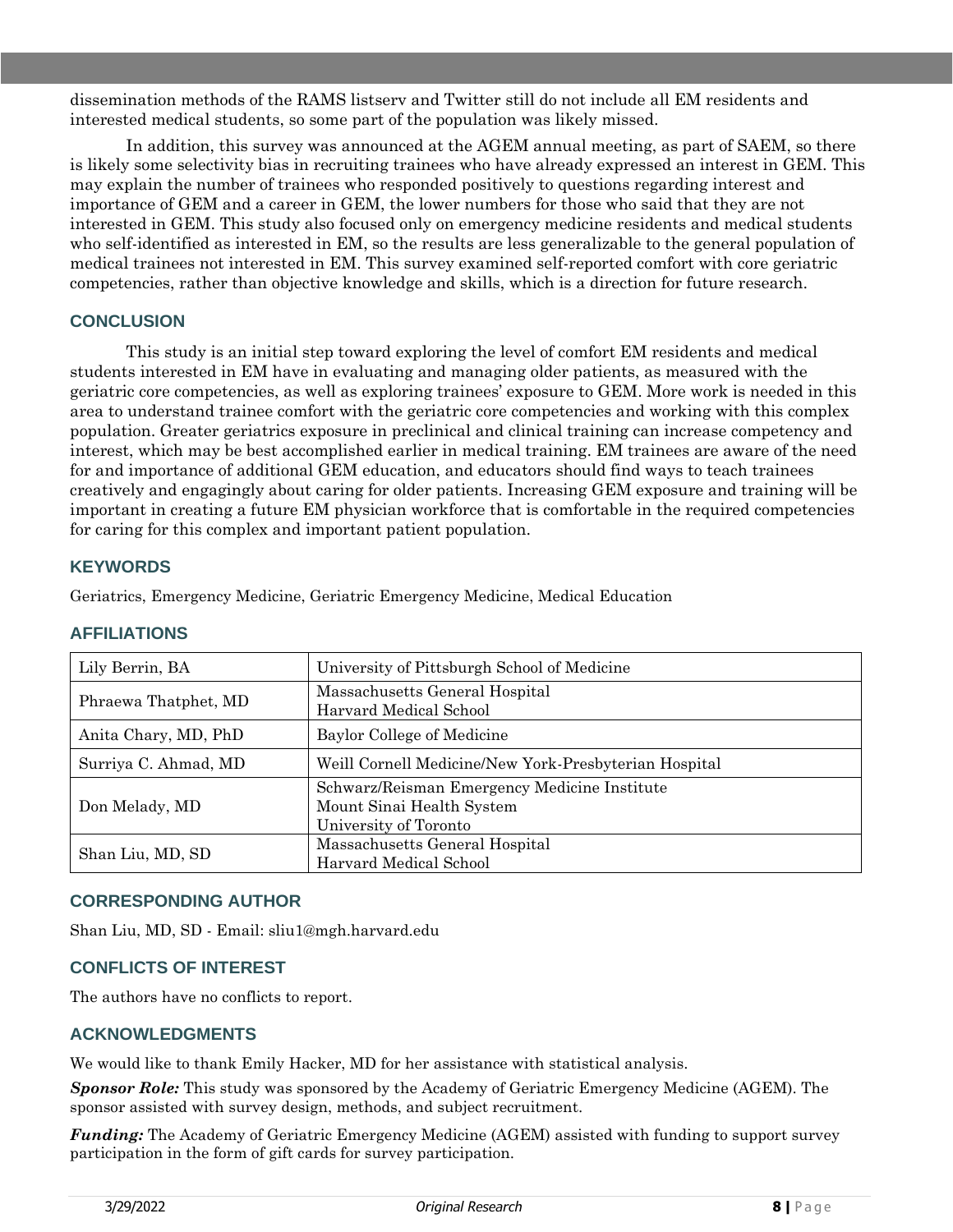dissemination methods of the RAMS listserv and Twitter still do not include all EM residents and interested medical students, so some part of the population was likely missed.

In addition, this survey was announced at the AGEM annual meeting, as part of SAEM, so there is likely some selectivity bias in recruiting trainees who have already expressed an interest in GEM. This may explain the number of trainees who responded positively to questions regarding interest and importance of GEM and a career in GEM, the lower numbers for those who said that they are not interested in GEM. This study also focused only on emergency medicine residents and medical students who self-identified as interested in EM, so the results are less generalizable to the general population of medical trainees not interested in EM. This survey examined self-reported comfort with core geriatric competencies, rather than objective knowledge and skills, which is a direction for future research.

## CONCLUSION

This study is an initial step toward exploring the level of comfort EM residents and medical students interested in EM have in evaluating and managing older patients, as measured with the geriatric core competencies, as well as exploring trainees' exposure to GEM. More work is needed in this area to understand trainee comfort with the geriatric core competencies and working with this complex population. Greater geriatrics exposure in preclinical and clinical training can increase competency and interest, which may be best accomplished earlier in medical training. EM trainees are aware of the need for and importance of additional GEM education, and educators should find ways to teach trainees creatively and engagingly about caring for older patients. Increasing GEM exposure and training will be important in creating a future EM physician workforce that is comfortable in the required competencies for caring for this complex and important patient population.

## KEYWORDS

Geriatrics, Emergency Medicine, Geriatric Emergency Medicine, Medical Education

## AFFILIATIONS

| Name | Affiliation |
| --- | --- |
| Lily Berrin, BA | University of Pittsburgh School of Medicine |
| Phraewa Thatphet, MD | Massachusetts General Hospital<br>Harvard Medical School |
| Anita Chary, MD, PhD | Baylor College of Medicine |
| Surriya C. Ahmad, MD | Weill Cornell Medicine/New York-Presbyterian Hospital |
| Don Melady, MD | Schwarz/Reisman Emergency Medicine Institute<br>Mount Sinai Health System<br>University of Toronto |
| Shan Liu, MD, SD | Massachusetts General Hospital<br>Harvard Medical School |

## CORRESPONDING AUTHOR

Shan Liu, MD, SD - Email: sliu1@mgh.harvard.edu

## CONFLICTS OF INTEREST

The authors have no conflicts to report.

## ACKNOWLEDGMENTS

We would like to thank Emily Hacker, MD for her assistance with statistical analysis.

***Sponsor Role:*** This study was sponsored by the Academy of Geriatric Emergency Medicine (AGEM). The sponsor assisted with survey design, methods, and subject recruitment.

***Funding:*** The Academy of Geriatric Emergency Medicine (AGEM) assisted with funding to support survey participation in the form of gift cards for survey participation.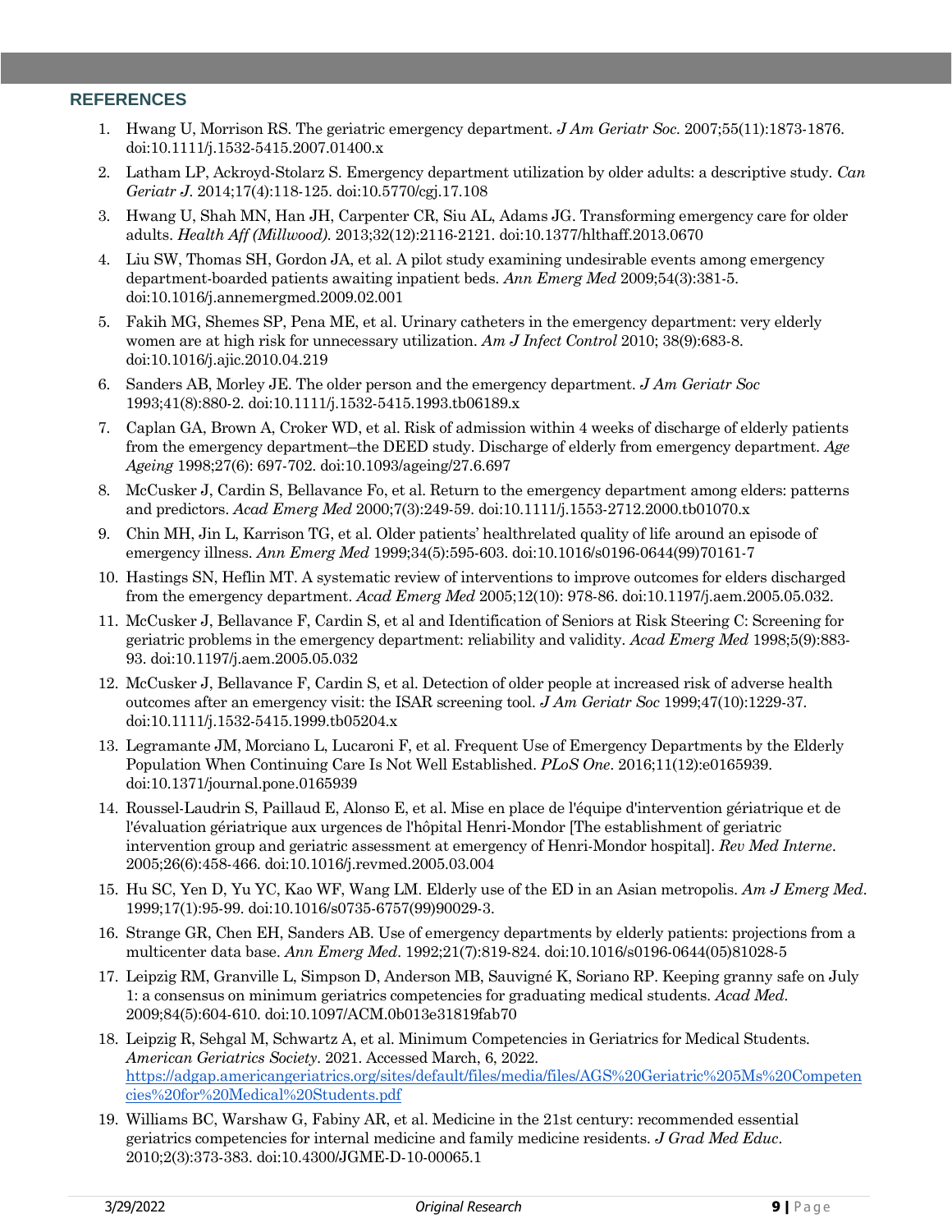## REFERENCES

1. Hwang U, Morrison RS. The geriatric emergency department. *J Am Geriatr Soc.* 2007;55(11):1873-1876. doi:10.1111/j.1532-5415.2007.01400.x
2. Latham LP, Ackroyd-Stolarz S. Emergency department utilization by older adults: a descriptive study. *Can Geriatr J.* 2014;17(4):118-125. doi:10.5770/cgj.17.108
3. Hwang U, Shah MN, Han JH, Carpenter CR, Siu AL, Adams JG. Transforming emergency care for older adults. *Health Aff (Millwood).* 2013;32(12):2116-2121. doi:10.1377/hlthaff.2013.0670
4. Liu SW, Thomas SH, Gordon JA, et al. A pilot study examining undesirable events among emergency department-boarded patients awaiting inpatient beds. *Ann Emerg Med* 2009;54(3):381-5. doi:10.1016/j.annemergmed.2009.02.001
5. Fakih MG, Shemes SP, Pena ME, et al. Urinary catheters in the emergency department: very elderly women are at high risk for unnecessary utilization. *Am J Infect Control* 2010; 38(9):683-8. doi:10.1016/j.ajic.2010.04.219
6. Sanders AB, Morley JE. The older person and the emergency department. *J Am Geriatr Soc* 1993;41(8):880-2. doi:10.1111/j.1532-5415.1993.tb06189.x
7. Caplan GA, Brown A, Croker WD, et al. Risk of admission within 4 weeks of discharge of elderly patients from the emergency department–the DEED study. Discharge of elderly from emergency department. *Age Ageing* 1998;27(6): 697-702. doi:10.1093/ageing/27.6.697
8. McCusker J, Cardin S, Bellavance Fo, et al. Return to the emergency department among elders: patterns and predictors. *Acad Emerg Med* 2000;7(3):249-59. doi:10.1111/j.1553-2712.2000.tb01070.x
9. Chin MH, Jin L, Karrison TG, et al. Older patients' healthrelated quality of life around an episode of emergency illness. *Ann Emerg Med* 1999;34(5):595-603. doi:10.1016/s0196-0644(99)70161-7
10. Hastings SN, Heflin MT. A systematic review of interventions to improve outcomes for elders discharged from the emergency department. *Acad Emerg Med* 2005;12(10): 978-86. doi:10.1197/j.aem.2005.05.032.
11. McCusker J, Bellavance F, Cardin S, et al and Identification of Seniors at Risk Steering C: Screening for geriatric problems in the emergency department: reliability and validity. *Acad Emerg Med* 1998;5(9):883-93. doi:10.1197/j.aem.2005.05.032
12. McCusker J, Bellavance F, Cardin S, et al. Detection of older people at increased risk of adverse health outcomes after an emergency visit: the ISAR screening tool. *J Am Geriatr Soc* 1999;47(10):1229-37. doi:10.1111/j.1532-5415.1999.tb05204.x
13. Legramante JM, Morciano L, Lucaroni F, et al. Frequent Use of Emergency Departments by the Elderly Population When Continuing Care Is Not Well Established. *PLoS One*. 2016;11(12):e0165939. doi:10.1371/journal.pone.0165939
14. Roussel-Laudrin S, Paillaud E, Alonso E, et al. Mise en place de l'équipe d'intervention gériatrique et de l'évaluation gériatrique aux urgences de l'hôpital Henri-Mondor [The establishment of geriatric intervention group and geriatric assessment at emergency of Henri-Mondor hospital]. *Rev Med Interne*. 2005;26(6):458-466. doi:10.1016/j.revmed.2005.03.004
15. Hu SC, Yen D, Yu YC, Kao WF, Wang LM. Elderly use of the ED in an Asian metropolis. *Am J Emerg Med*. 1999;17(1):95-99. doi:10.1016/s0735-6757(99)90029-3.
16. Strange GR, Chen EH, Sanders AB. Use of emergency departments by elderly patients: projections from a multicenter data base. *Ann Emerg Med*. 1992;21(7):819-824. doi:10.1016/s0196-0644(05)81028-5
17. Leipzig RM, Granville L, Simpson D, Anderson MB, Sauvigné K, Soriano RP. Keeping granny safe on July 1: a consensus on minimum geriatrics competencies for graduating medical students. *Acad Med*. 2009;84(5):604-610. doi:10.1097/ACM.0b013e31819fab70
18. Leipzig R, Sehgal M, Schwartz A, et al. Minimum Competencies in Geriatrics for Medical Students. *American Geriatrics Society*. 2021. Accessed March, 6, 2022. https://adgap.americangeriatrics.org/sites/default/files/media/files/AGS%20Geriatric%205Ms%20Competencies%20for%20Medical%20Students.pdf
19. Williams BC, Warshaw G, Fabiny AR, et al. Medicine in the 21st century: recommended essential geriatrics competencies for internal medicine and family medicine residents. *J Grad Med Educ*. 2010;2(3):373-383. doi:10.4300/JGME-D-10-00065.1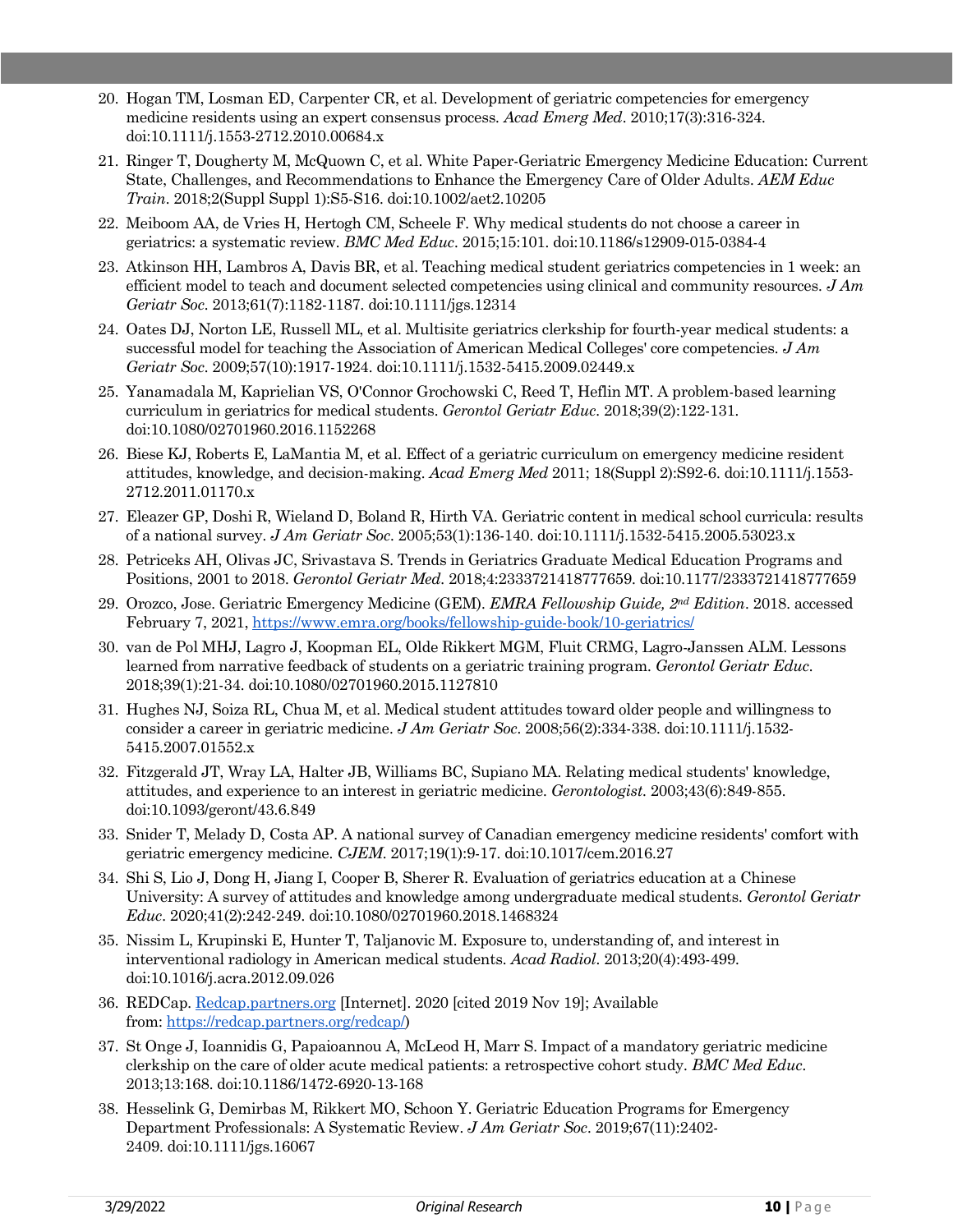20. Hogan TM, Losman ED, Carpenter CR, et al. Development of geriatric competencies for emergency medicine residents using an expert consensus process. *Acad Emerg Med*. 2010;17(3):316-324. doi:10.1111/j.1553-2712.2010.00684.x
21. Ringer T, Dougherty M, McQuown C, et al. White Paper-Geriatric Emergency Medicine Education: Current State, Challenges, and Recommendations to Enhance the Emergency Care of Older Adults. *AEM Educ Train*. 2018;2(Suppl Suppl 1):S5-S16. doi:10.1002/aet2.10205
22. Meiboom AA, de Vries H, Hertogh CM, Scheele F. Why medical students do not choose a career in geriatrics: a systematic review. *BMC Med Educ*. 2015;15:101. doi:10.1186/s12909-015-0384-4
23. Atkinson HH, Lambros A, Davis BR, et al. Teaching medical student geriatrics competencies in 1 week: an efficient model to teach and document selected competencies using clinical and community resources. *J Am Geriatr Soc*. 2013;61(7):1182-1187. doi:10.1111/jgs.12314
24. Oates DJ, Norton LE, Russell ML, et al. Multisite geriatrics clerkship for fourth-year medical students: a successful model for teaching the Association of American Medical Colleges' core competencies. *J Am Geriatr Soc*. 2009;57(10):1917-1924. doi:10.1111/j.1532-5415.2009.02449.x
25. Yanamadala M, Kaprielian VS, O'Connor Grochowski C, Reed T, Heflin MT. A problem-based learning curriculum in geriatrics for medical students. *Gerontol Geriatr Educ*. 2018;39(2):122-131. doi:10.1080/02701960.2016.1152268
26. Biese KJ, Roberts E, LaMantia M, et al. Effect of a geriatric curriculum on emergency medicine resident attitudes, knowledge, and decision-making. *Acad Emerg Med* 2011; 18(Suppl 2):S92-6. doi:10.1111/j.1553-2712.2011.01170.x
27. Eleazer GP, Doshi R, Wieland D, Boland R, Hirth VA. Geriatric content in medical school curricula: results of a national survey. *J Am Geriatr Soc*. 2005;53(1):136-140. doi:10.1111/j.1532-5415.2005.53023.x
28. Petriceks AH, Olivas JC, Srivastava S. Trends in Geriatrics Graduate Medical Education Programs and Positions, 2001 to 2018. *Gerontol Geriatr Med*. 2018;4:2333721418777659. doi:10.1177/2333721418777659
29. Orozco, Jose. Geriatric Emergency Medicine (GEM). *EMRA Fellowship Guide, 2nd Edition*. 2018. accessed February 7, 2021, https://www.emra.org/books/fellowship-guide-book/10-geriatrics/
30. van de Pol MHJ, Lagro J, Koopman EL, Olde Rikkert MGM, Fluit CRMG, Lagro-Janssen ALM. Lessons learned from narrative feedback of students on a geriatric training program. *Gerontol Geriatr Educ*. 2018;39(1):21-34. doi:10.1080/02701960.2015.1127810
31. Hughes NJ, Soiza RL, Chua M, et al. Medical student attitudes toward older people and willingness to consider a career in geriatric medicine. *J Am Geriatr Soc*. 2008;56(2):334-338. doi:10.1111/j.1532-5415.2007.01552.x
32. Fitzgerald JT, Wray LA, Halter JB, Williams BC, Supiano MA. Relating medical students' knowledge, attitudes, and experience to an interest in geriatric medicine. *Gerontologist*. 2003;43(6):849-855. doi:10.1093/geront/43.6.849
33. Snider T, Melady D, Costa AP. A national survey of Canadian emergency medicine residents' comfort with geriatric emergency medicine. *CJEM*. 2017;19(1):9-17. doi:10.1017/cem.2016.27
34. Shi S, Lio J, Dong H, Jiang I, Cooper B, Sherer R. Evaluation of geriatrics education at a Chinese University: A survey of attitudes and knowledge among undergraduate medical students. *Gerontol Geriatr Educ*. 2020;41(2):242-249. doi:10.1080/02701960.2018.1468324
35. Nissim L, Krupinski E, Hunter T, Taljanovic M. Exposure to, understanding of, and interest in interventional radiology in American medical students. *Acad Radiol*. 2013;20(4):493-499. doi:10.1016/j.acra.2012.09.026
36. REDCap. Redcap.partners.org [Internet]. 2020 [cited 2019 Nov 19]; Available from: https://redcap.partners.org/redcap/)
37. St Onge J, Ioannidis G, Papaioannou A, McLeod H, Marr S. Impact of a mandatory geriatric medicine clerkship on the care of older acute medical patients: a retrospective cohort study. *BMC Med Educ*. 2013;13:168. doi:10.1186/1472-6920-13-168
38. Hesselink G, Demirbas M, Rikkert MO, Schoon Y. Geriatric Education Programs for Emergency Department Professionals: A Systematic Review. *J Am Geriatr Soc*. 2019;67(11):2402-2409. doi:10.1111/jgs.16067